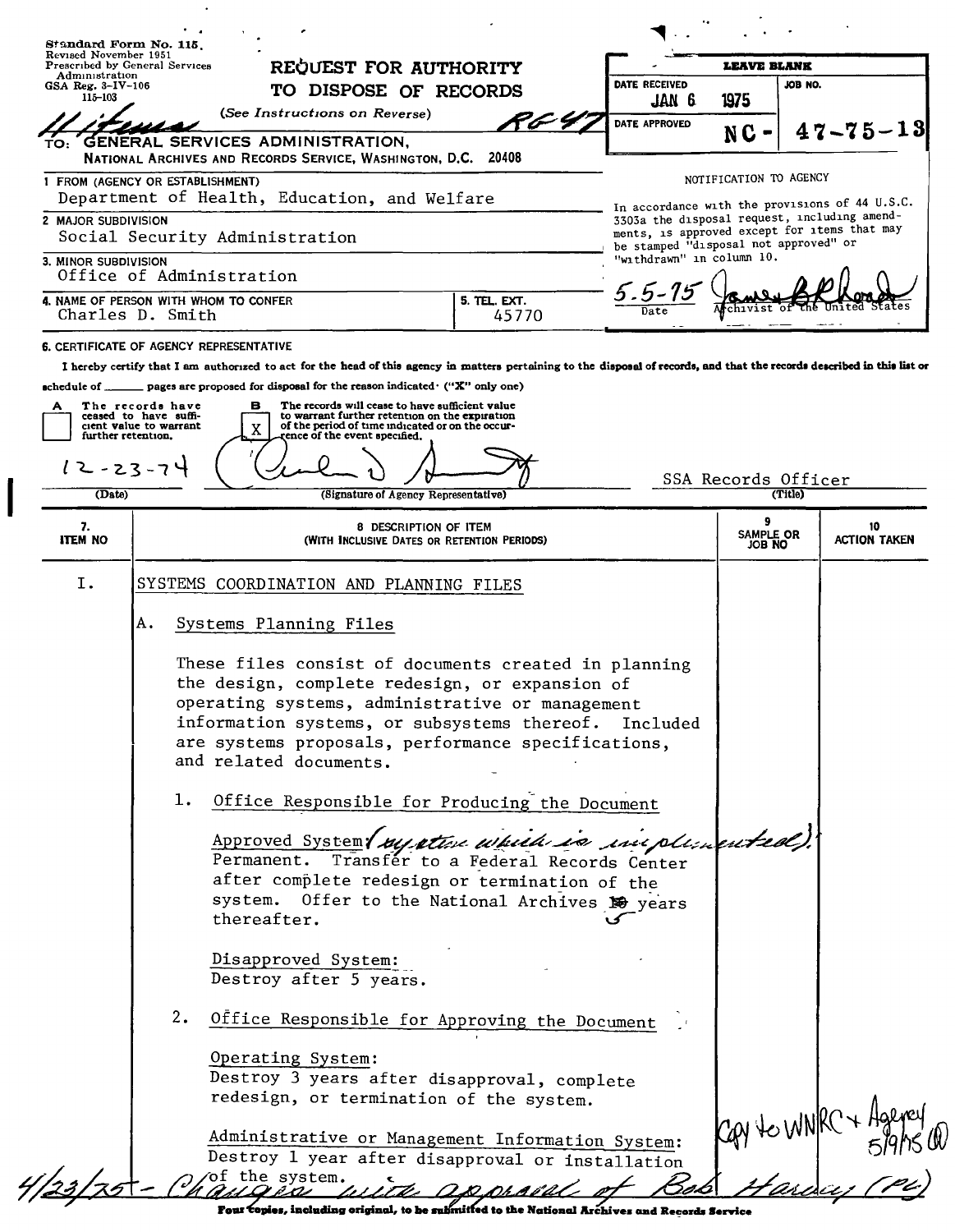Standard Form No. 115
Revised November 1951
Prescribed by General Services Administration
GSA Reg. 3-IV-106
115-103

# REQUEST FOR AUTHORITY TO DISPOSE OF RECORDS

(See Instructions on Reverse)

RG 47

TO: GENERAL SERVICES ADMINISTRATION,
NATIONAL ARCHIVES AND RECORDS SERVICE, WASHINGTON, D.C. 20408

| LEAVE BLANK | |
|---|---|
| DATE RECEIVED: JAN 6 1975 | JOB NO. |
| DATE APPROVED | NC - 47-75-13 |

NOTIFICATION TO AGENCY

In accordance with the provisions of 44 U.S.C. 3303a the disposal request, including amendments, is approved except for items that may be stamped "disposal not approved" or "withdrawn" in column 10.

5-5-75 (Date) — James B. Rhoads, Archivist of the United States

1. FROM (AGENCY OR ESTABLISHMENT): Department of Health, Education, and Welfare
2. MAJOR SUBDIVISION: Social Security Administration
3. MINOR SUBDIVISION: Office of Administration
4. NAME OF PERSON WITH WHOM TO CONFER: Charles D. Smith
5. TEL. EXT.: 45770

6. CERTIFICATE OF AGENCY REPRESENTATIVE

I hereby certify that I am authorized to act for the head of this agency in matters pertaining to the disposal of records, and that the records described in this list or schedule of ______ pages are proposed for disposal for the reason indicated: ("X" only one)

- [ ] A The records have ceased to have sufficient value to warrant further retention.
- [X] B The records will cease to have sufficient value to warrant further retention on the expiration of the period of time indicated or on the occurrence of the event specified.

12-23-74 (Date) — Charles D. Smith (Signature of Agency Representative) — SSA Records Officer (Title)

| 7. ITEM NO | 8. DESCRIPTION OF ITEM (WITH INCLUSIVE DATES OR RETENTION PERIODS) | 9. SAMPLE OR JOB NO | 10. ACTION TAKEN |
|---|---|---|---|
| I. | SYSTEMS COORDINATION AND PLANNING FILES | | |

A. Systems Planning Files

These files consist of documents created in planning the design, complete redesign, or expansion of operating systems, administrative or management information systems, or subsystems thereof. Included are systems proposals, performance specifications, and related documents.

1. Office Responsible for Producing the Document

   Approved System (system which is implemented):
   Permanent. Transfer to a Federal Records Center after complete redesign or termination of the system. Offer to the National Archives ~~10~~ 5 years thereafter.

   Disapproved System:
   Destroy after 5 years.

2. Office Responsible for Approving the Document

   Operating System:
   Destroy 3 years after disapproval, complete redesign, or termination of the system.

   Administrative or Management Information System:
   Destroy 1 year after disapproval or installation of the system.

Copy to WNRC + Agency 5/9/75

4/23/75 - Changes with approval of Bob Harvey (PC)

Four copies, including original, to be submitted to the National Archives and Records Service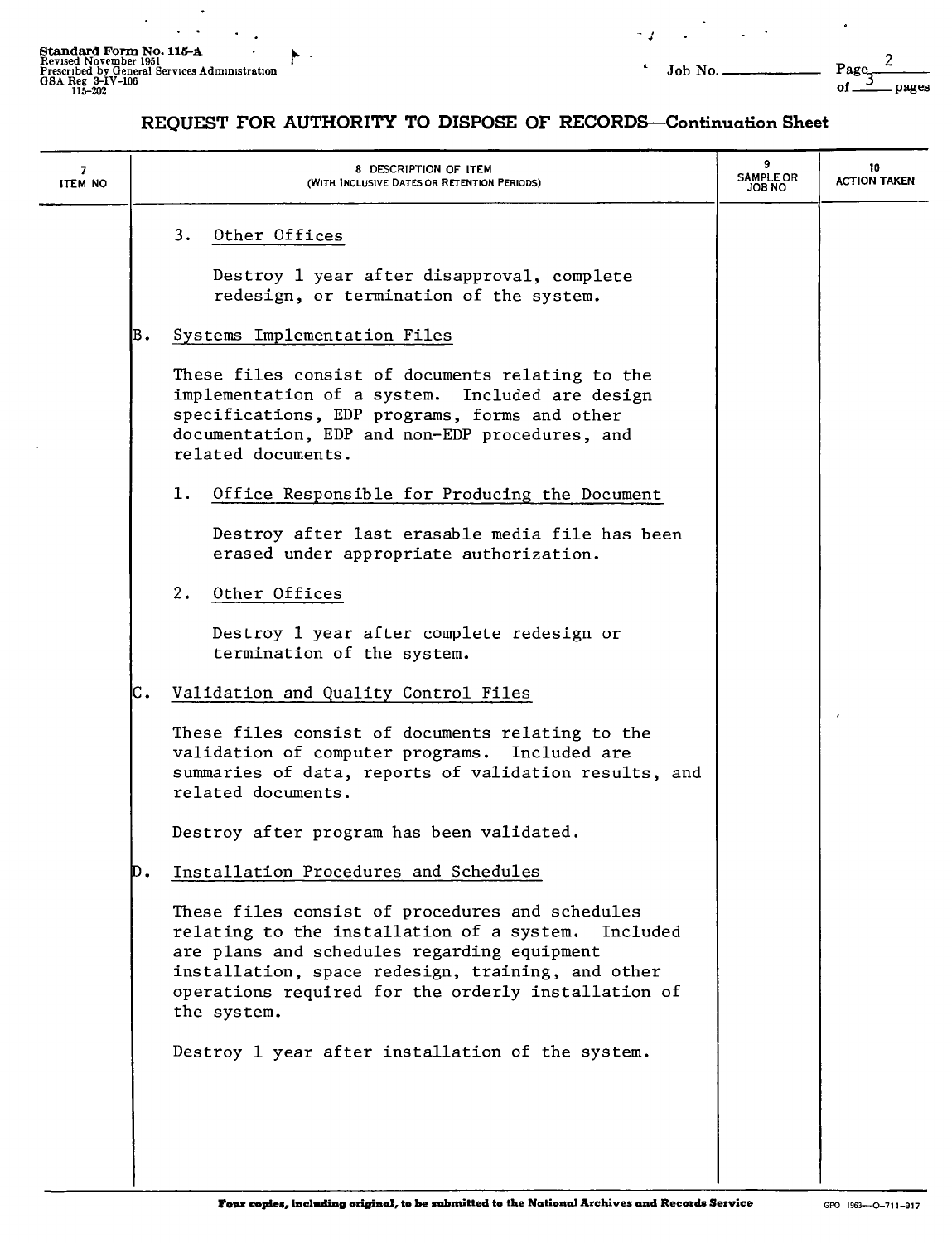Standard Form No. 115-A
Revised November 1951
Prescribed by General Services Administration
GSA Reg 3-IV-106
115-202

Job No. \_\_\_\_\_\_

## REQUEST FOR AUTHORITY TO DISPOSE OF RECORDS—Continuation Sheet

| 7 ITEM NO | 8 DESCRIPTION OF ITEM (WITH INCLUSIVE DATES OR RETENTION PERIODS) | 9 SAMPLE OR JOB NO | 10 ACTION TAKEN |
|---|---|---|---|
| | 3. Other Offices | | |
| | Destroy 1 year after disapproval, complete redesign, or termination of the system. | | |
| | B. Systems Implementation Files | | |
| | These files consist of documents relating to the implementation of a system. Included are design specifications, EDP programs, forms and other documentation, EDP and non-EDP procedures, and related documents. | | |
| | 1. Office Responsible for Producing the Document | | |
| | Destroy after last erasable media file has been erased under appropriate authorization. | | |
| | 2. Other Offices | | |
| | Destroy 1 year after complete redesign or termination of the system. | | |
| | C. Validation and Quality Control Files | | |
| | These files consist of documents relating to the validation of computer programs. Included are summaries of data, reports of validation results, and related documents. | | |
| | Destroy after program has been validated. | | |
| | D. Installation Procedures and Schedules | | |
| | These files consist of procedures and schedules relating to the installation of a system. Included are plans and schedules regarding equipment installation, space redesign, training, and other operations required for the orderly installation of the system. | | |
| | Destroy 1 year after installation of the system. | | |

**Four copies, including original, to be submitted to the National Archives and Records Service**

GPO 1963—O-711-917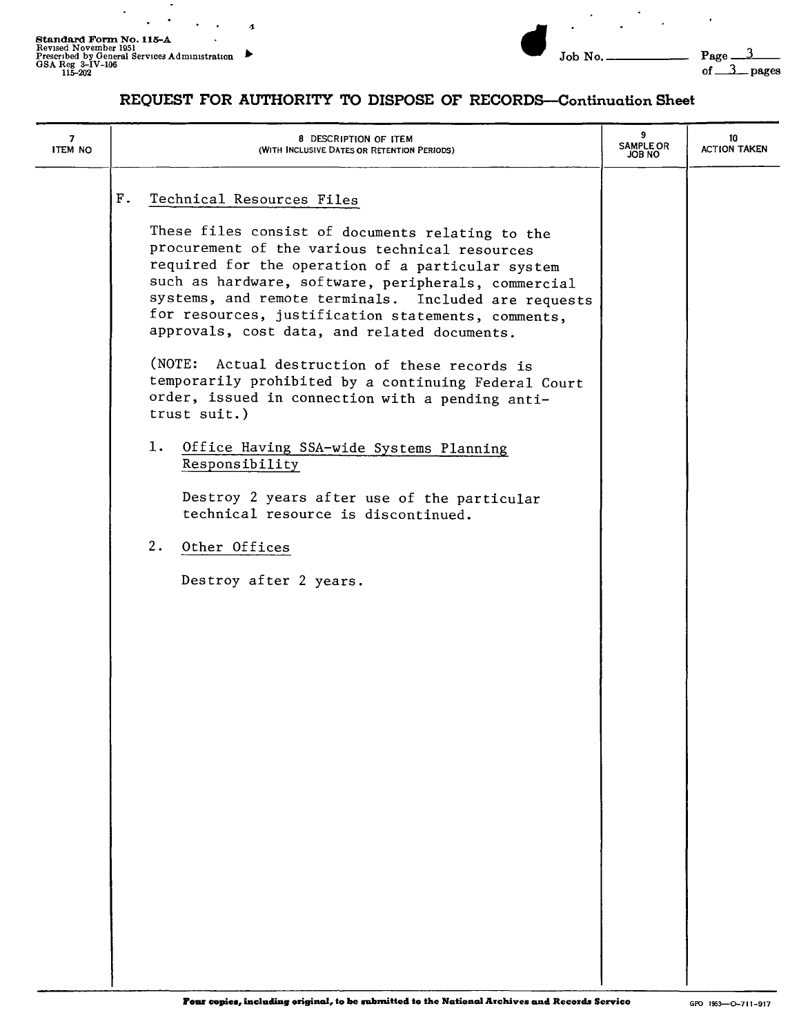Standard Form No. 115-A
Revised November 1951
Prescribed by General Services Administration
GSA Reg 3-IV-106
115-202

Job No. ________ Page 3 of 3 pages

## REQUEST FOR AUTHORITY TO DISPOSE OF RECORDS—Continuation Sheet

| 7 ITEM NO | 8 DESCRIPTION OF ITEM (WITH INCLUSIVE DATES OR RETENTION PERIODS) | 9 SAMPLE OR JOB NO | 10 ACTION TAKEN |
|---|---|---|---|

F. Technical Resources Files

These files consist of documents relating to the procurement of the various technical resources required for the operation of a particular system such as hardware, software, peripherals, commercial systems, and remote terminals. Included are requests for resources, justification statements, comments, approvals, cost data, and related documents.

(NOTE: Actual destruction of these records is temporarily prohibited by a continuing Federal Court order, issued in connection with a pending anti-trust suit.)

1. Office Having SSA-wide Systems Planning Responsibility

   Destroy 2 years after use of the particular technical resource is discontinued.

2. Other Offices

   Destroy after 2 years.

**Four copies, including original, to be submitted to the National Archives and Records Service**

GPO 1963—O-711-917